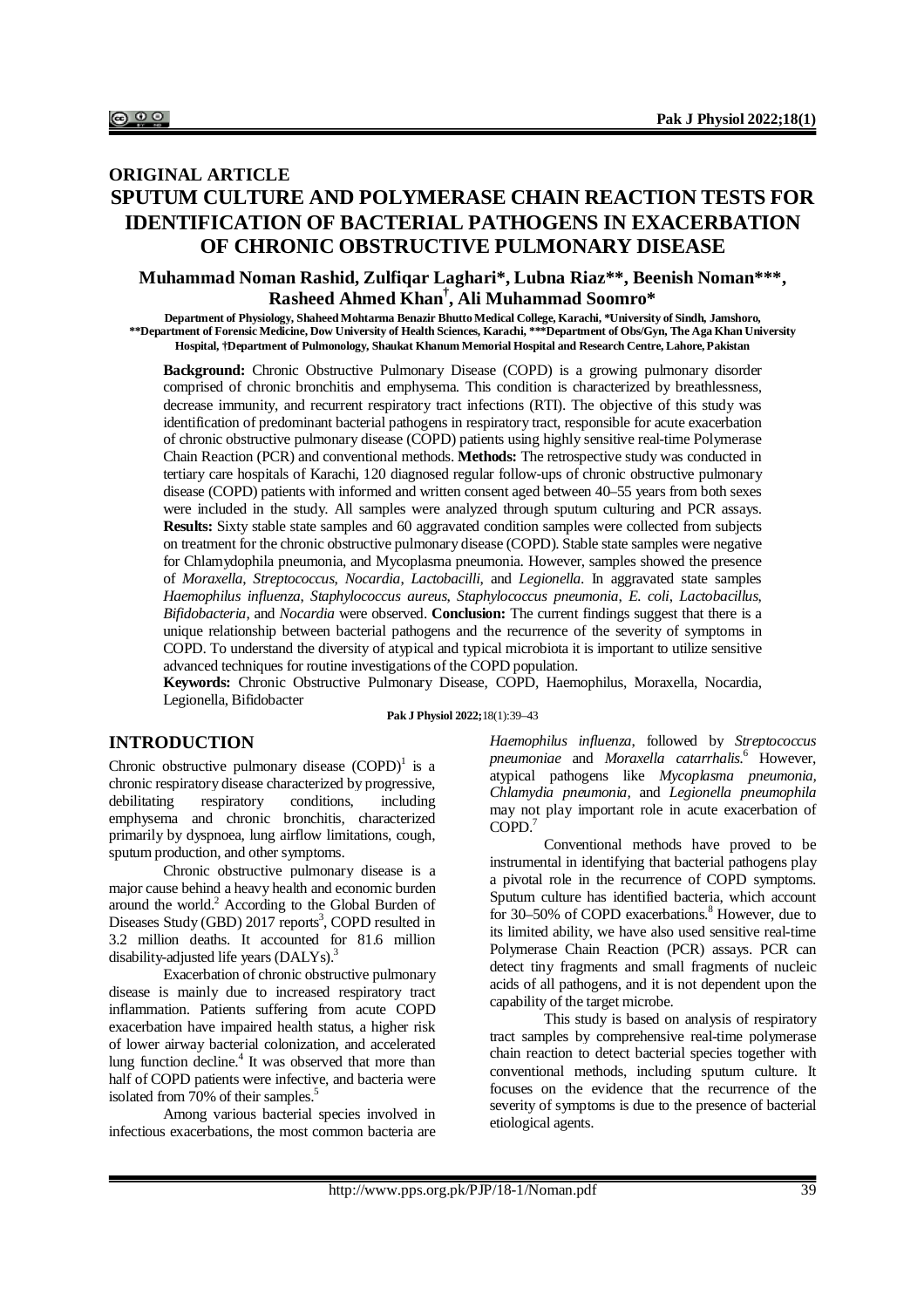## ORIGINAL ARTICLE

# SPUTUM CULTURE AND POLYMERASE CHAIN REACTION TESTS FOR IDENTIFICATION OF BACTERIAL PATHOGENS IN EXACERBATION OF CHRONIC OBSTRUCTIVE PULMONARY DISEASE

**Muhammad Noman Rashid, Zulfiqar Laghari\*, Lubna Riaz\*\*, Beenish Noman\*\*\*, Rasheed Ahmed Khan†, Ali Muhammad Soomro\***

Department of Physiology, Shaheed Mohtarma Benazir Bhutto Medical College, Karachi, \*University of Sindh, Jamshoro, \*\*Department of Forensic Medicine, Dow University of Health Sciences, Karachi, \*\*\*Department of Obs/Gyn, The Aga Khan University Hospital, †Department of Pulmonology, Shaukat Khanum Memorial Hospital and Research Centre, Lahore, Pakistan

**Background:** Chronic Obstructive Pulmonary Disease (COPD) is a growing pulmonary disorder comprised of chronic bronchitis and emphysema. This condition is characterized by breathlessness, decrease immunity, and recurrent respiratory tract infections (RTI). The objective of this study was identification of predominant bacterial pathogens in respiratory tract, responsible for acute exacerbation of chronic obstructive pulmonary disease (COPD) patients using highly sensitive real-time Polymerase Chain Reaction (PCR) and conventional methods. **Methods:** The retrospective study was conducted in tertiary care hospitals of Karachi, 120 diagnosed regular follow-ups of chronic obstructive pulmonary disease (COPD) patients with informed and written consent aged between 40–55 years from both sexes were included in the study. All samples were analyzed through sputum culturing and PCR assays. **Results:** Sixty stable state samples and 60 aggravated condition samples were collected from subjects on treatment for the chronic obstructive pulmonary disease (COPD). Stable state samples were negative for Chlamydophila pneumonia, and Mycoplasma pneumonia. However, samples showed the presence of *Moraxella*, *Streptococcus*, *Nocardia*, *Lactobacilli,* and *Legionella*. In aggravated state samples *Haemophilus influenza*, *Staphylococcus aureus*, *Staphylococcus pneumonia*, *E. coli*, *Lactobacillus*, *Bifidobacteria*, and *Nocardia* were observed. **Conclusion:** The current findings suggest that there is a unique relationship between bacterial pathogens and the recurrence of the severity of symptoms in COPD. To understand the diversity of atypical and typical microbiota it is important to utilize sensitive advanced techniques for routine investigations of the COPD population.

**Keywords:** Chronic Obstructive Pulmonary Disease, COPD, Haemophilus, Moraxella, Nocardia, Legionella, Bifidobacter

**Pak J Physiol 2022;**18(1):39–43

## INTRODUCTION

Chronic obstructive pulmonary disease (COPD)[1] is a chronic respiratory disease characterized by progressive, debilitating respiratory conditions, including emphysema and chronic bronchitis, characterized primarily by dyspnoea, lung airflow limitations, cough, sputum production, and other symptoms.

Chronic obstructive pulmonary disease is a major cause behind a heavy health and economic burden around the world.[2] According to the Global Burden of Diseases Study (GBD) 2017 reports[3], COPD resulted in 3.2 million deaths. It accounted for 81.6 million disability-adjusted life years (DALYs).[3]

Exacerbation of chronic obstructive pulmonary disease is mainly due to increased respiratory tract inflammation. Patients suffering from acute COPD exacerbation have impaired health status, a higher risk of lower airway bacterial colonization, and accelerated lung function decline.[4] It was observed that more than half of COPD patients were infective, and bacteria were isolated from 70% of their samples.[5]

Among various bacterial species involved in infectious exacerbations, the most common bacteria are *Haemophilus influenza*, followed by *Streptococcus pneumoniae* and *Moraxella catarrhalis*.[6] However, atypical pathogens like *Mycoplasma pneumonia, Chlamydia pneumonia,* and *Legionella pneumophila* may not play important role in acute exacerbation of COPD.[7]

Conventional methods have proved to be instrumental in identifying that bacterial pathogens play a pivotal role in the recurrence of COPD symptoms. Sputum culture has identified bacteria, which account for 30–50% of COPD exacerbations.[8] However, due to its limited ability, we have also used sensitive real-time Polymerase Chain Reaction (PCR) assays. PCR can detect tiny fragments and small fragments of nucleic acids of all pathogens, and it is not dependent upon the capability of the target microbe.

This study is based on analysis of respiratory tract samples by comprehensive real-time polymerase chain reaction to detect bacterial species together with conventional methods, including sputum culture. It focuses on the evidence that the recurrence of the severity of symptoms is due to the presence of bacterial etiological agents.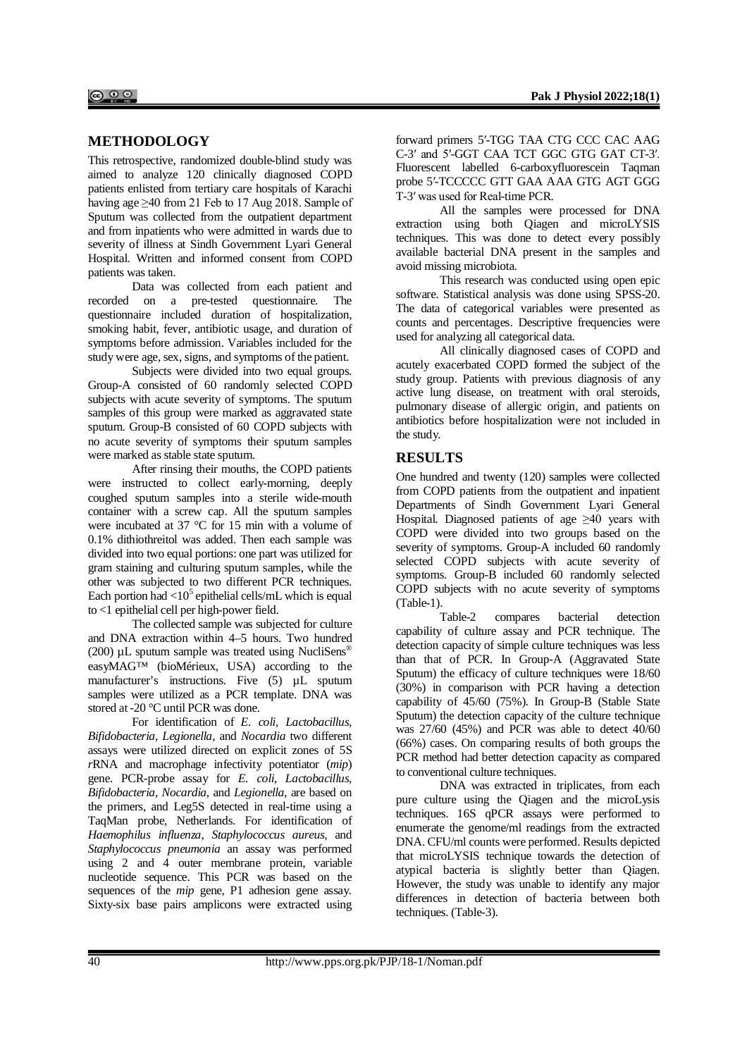## METHODOLOGY

This retrospective, randomized double-blind study was aimed to analyze 120 clinically diagnosed COPD patients enlisted from tertiary care hospitals of Karachi having age ≥40 from 21 Feb to 17 Aug 2018. Sample of Sputum was collected from the outpatient department and from inpatients who were admitted in wards due to severity of illness at Sindh Government Lyari General Hospital. Written and informed consent from COPD patients was taken.

Data was collected from each patient and recorded on a pre-tested questionnaire. The questionnaire included duration of hospitalization, smoking habit, fever, antibiotic usage, and duration of symptoms before admission. Variables included for the study were age, sex, signs, and symptoms of the patient.

Subjects were divided into two equal groups. Group-A consisted of 60 randomly selected COPD subjects with acute severity of symptoms. The sputum samples of this group were marked as aggravated state sputum. Group-B consisted of 60 COPD subjects with no acute severity of symptoms their sputum samples were marked as stable state sputum.

After rinsing their mouths, the COPD patients were instructed to collect early-morning, deeply coughed sputum samples into a sterile wide-mouth container with a screw cap. All the sputum samples were incubated at 37 °C for 15 min with a volume of 0.1% dithiothreitol was added. Then each sample was divided into two equal portions: one part was utilized for gram staining and culturing sputum samples, while the other was subjected to two different PCR techniques. Each portion had $<10^5$ epithelial cells/mL which is equal to <1 epithelial cell per high-power field.

The collected sample was subjected for culture and DNA extraction within 4–5 hours. Two hundred (200) µL sputum sample was treated using NucliSens® easyMAG™ (bioMérieux, USA) according to the manufacturer's instructions. Five (5) µL sputum samples were utilized as a PCR template. DNA was stored at -20 °C until PCR was done.

For identification of *E. coli*, *Lactobacillus*, *Bifidobacteria*, *Legionella*, and *Nocardia* two different assays were utilized directed on explicit zones of 5S *r*RNA and macrophage infectivity potentiator (*mip*) gene. PCR-probe assay for *E. coli*, *Lactobacillus*, *Bifidobacteria*, *Nocardia*, and *Legionella*, are based on the primers, and Leg5S detected in real-time using a TaqMan probe, Netherlands. For identification of *Haemophilus influenza*, *Staphylococcus aureus*, and *Staphylococcus pneumonia* an assay was performed using 2 and 4 outer membrane protein, variable nucleotide sequence. This PCR was based on the sequences of the *mip* gene, P1 adhesion gene assay. Sixty-six base pairs amplicons were extracted using forward primers 5′-TGG TAA CTG CCC CAC AAG C-3′ and 5′-GGT CAA TCT GGC GTG GAT CT-3′. Fluorescent labelled 6-carboxyfluorescein Taqman probe 5′-TCCCCC GTT GAA AAA GTG AGT GGG T-3′ was used for Real-time PCR.

All the samples were processed for DNA extraction using both Qiagen and microLYSIS techniques. This was done to detect every possibly available bacterial DNA present in the samples and avoid missing microbiota.

This research was conducted using open epic software. Statistical analysis was done using SPSS-20. The data of categorical variables were presented as counts and percentages. Descriptive frequencies were used for analyzing all categorical data.

All clinically diagnosed cases of COPD and acutely exacerbated COPD formed the subject of the study group. Patients with previous diagnosis of any active lung disease, on treatment with oral steroids, pulmonary disease of allergic origin, and patients on antibiotics before hospitalization were not included in the study.

## RESULTS

One hundred and twenty (120) samples were collected from COPD patients from the outpatient and inpatient Departments of Sindh Government Lyari General Hospital. Diagnosed patients of age ≥40 years with COPD were divided into two groups based on the severity of symptoms. Group-A included 60 randomly selected COPD subjects with acute severity of symptoms. Group-B included 60 randomly selected COPD subjects with no acute severity of symptoms (Table-1).

Table-2 compares bacterial detection capability of culture assay and PCR technique. The detection capacity of simple culture techniques was less than that of PCR. In Group-A (Aggravated State Sputum) the efficacy of culture techniques were 18/60 (30%) in comparison with PCR having a detection capability of 45/60 (75%). In Group-B (Stable State Sputum) the detection capacity of the culture technique was 27/60 (45%) and PCR was able to detect 40/60 (66%) cases. On comparing results of both groups the PCR method had better detection capacity as compared to conventional culture techniques.

DNA was extracted in triplicates, from each pure culture using the Qiagen and the microLysis techniques. 16S qPCR assays were performed to enumerate the genome/ml readings from the extracted DNA. CFU/ml counts were performed. Results depicted that microLYSIS technique towards the detection of atypical bacteria is slightly better than Qiagen. However, the study was unable to identify any major differences in detection of bacteria between both techniques. (Table-3).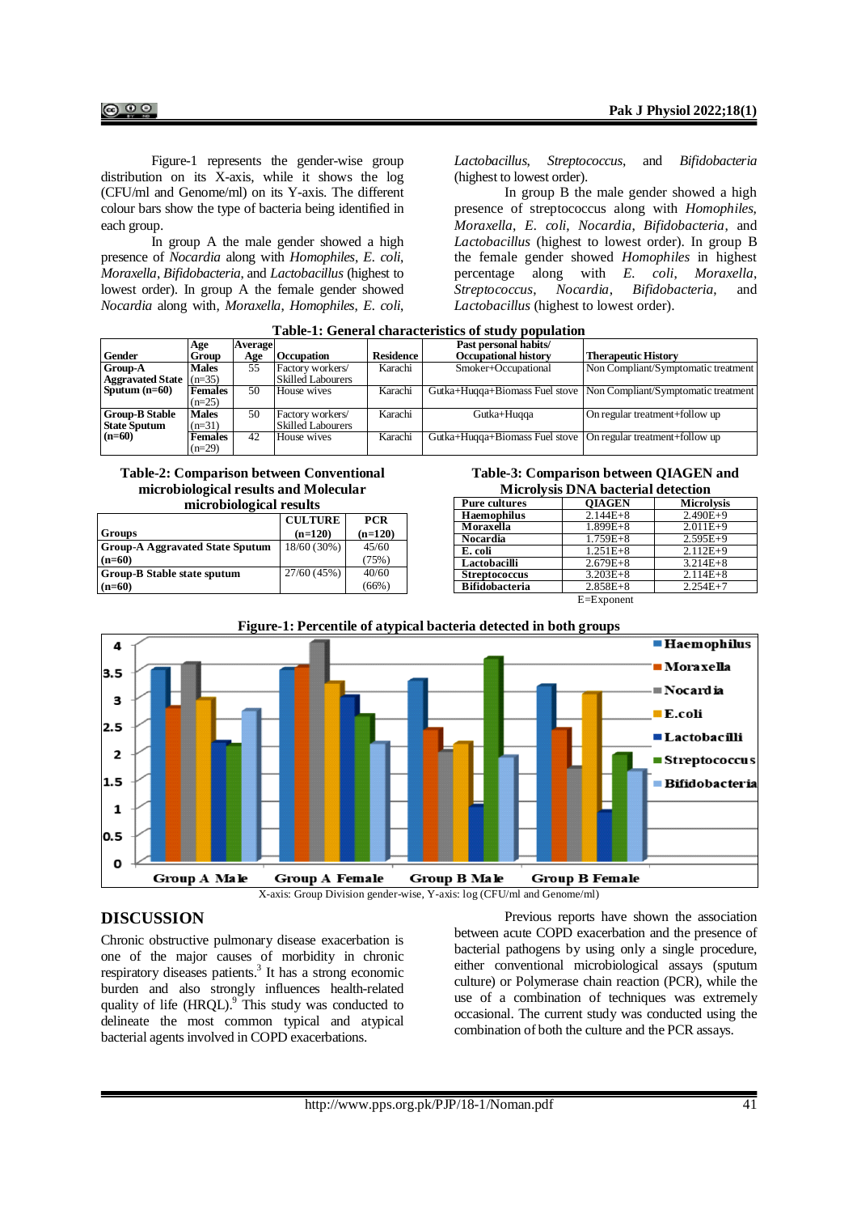Figure-1 represents the gender-wise group distribution on its X-axis, while it shows the log (CFU/ml and Genome/ml) on its Y-axis. The different colour bars show the type of bacteria being identified in each group.

In group A the male gender showed a high presence of *Nocardia* along with *Homophiles*, *E. coli*, *Moraxella*, *Bifidobacteria*, and *Lactobacillus* (highest to lowest order). In group A the female gender showed *Nocardia* along with, *Moraxella*, *Homophiles*, *E. coli*, *Lactobacillus*, *Streptococcus*, and *Bifidobacteria* (highest to lowest order).

In group B the male gender showed a high presence of streptococcus along with *Homophiles*, *Moraxella*, *E. coli*, *Nocardia*, *Bifidobacteria*, and *Lactobacillus* (highest to lowest order). In group B the female gender showed *Homophiles* in highest percentage along with *E. coli*, *Moraxella*, *Streptococcus*, *Nocardia*, *Bifidobacteria*, and *Lactobacillus* (highest to lowest order).

**Table-1: General characteristics of study population**

| Gender | | Age Group | Average Age | Occupation | Residence | Past personal habits/ Occupational history | Therapeutic History |
|---|---|---|---|---|---|---|---|
| Group-A Aggravated State Sputum (n=60) | | Males (n=35) | 55 | Factory workers/ Skilled Labourers | Karachi | Smoker+Occupational | Non Compliant/Symptomatic treatment |
| | | Females (n=25) | 50 | House wives | Karachi | Gutka+Huqqa+Biomass Fuel stove | Non Compliant/Symptomatic treatment |
| Group-B Stable State Sputum (n=60) | | Males (n=31) | 50 | Factory workers/ Skilled Labourers | Karachi | Gutka+Huqqa | On regular treatment+follow up |
| | | Females (n=29) | 42 | House wives | Karachi | Gutka+Huqqa+Biomass Fuel stove | On regular treatment+follow up |

**Table-2: Comparison between Conventional microbiological results and Molecular microbiological results**

| Groups | CULTURE (n=120) | PCR (n=120) |
|---|---|---|
| Group-A Aggravated State Sputum (n=60) | 18/60 (30%) | 45/60 (75%) |
| Group-B Stable state sputum (n=60) | 27/60 (45%) | 40/60 (66%) |

**Table-3: Comparison between QIAGEN and Microlysis DNA bacterial detection**

| Pure cultures | QIAGEN | Microlysis |
|---|---|---|
| Haemophilus | 2.144E+8 | 2.490E+9 |
| Moraxella | 1.899E+8 | 2.011E+9 |
| Nocardia | 1.759E+8 | 2.595E+9 |
| E. coli | 1.251E+8 | 2.112E+9 |
| Lactobacilli | 2.679E+8 | 3.214E+8 |
| Streptococcus | 3.203E+8 | 2.114E+8 |
| Bifidobacteria | 2.858E+8 | 2.254E+7 |

E=Exponent

**Figure-1: Percentile of atypical bacteria detected in both groups**

X-axis: Group Division gender-wise, Y-axis: log (CFU/ml and Genome/ml)

## DISCUSSION

Chronic obstructive pulmonary disease exacerbation is one of the major causes of morbidity in chronic respiratory diseases patients.[3] It has a strong economic burden and also strongly influences health-related quality of life (HRQL).[9] This study was conducted to delineate the most common typical and atypical bacterial agents involved in COPD exacerbations.

Previous reports have shown the association between acute COPD exacerbation and the presence of bacterial pathogens by using only a single procedure, either conventional microbiological assays (sputum culture) or Polymerase chain reaction (PCR), while the use of a combination of techniques was extremely occasional. The current study was conducted using the combination of both the culture and the PCR assays.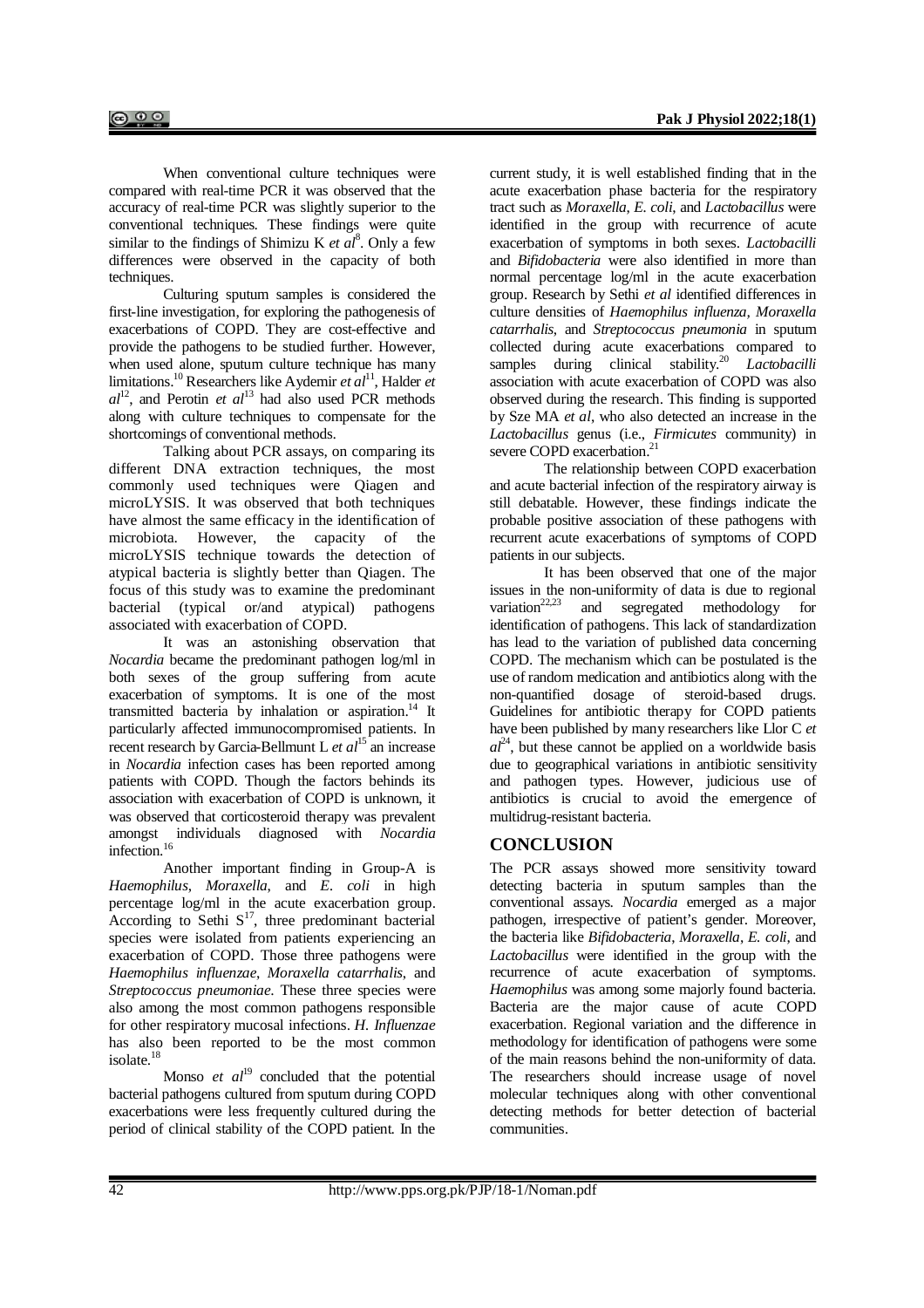When conventional culture techniques were compared with real-time PCR it was observed that the accuracy of real-time PCR was slightly superior to the conventional techniques. These findings were quite similar to the findings of Shimizu K *et al*[8]. Only a few differences were observed in the capacity of both techniques.

Culturing sputum samples is considered the first-line investigation, for exploring the pathogenesis of exacerbations of COPD. They are cost-effective and provide the pathogens to be studied further. However, when used alone, sputum culture technique has many limitations.[10] Researchers like Aydemir *et al*[11], Halder *et al*[12], and Perotin *et al*[13] had also used PCR methods along with culture techniques to compensate for the shortcomings of conventional methods.

Talking about PCR assays, on comparing its different DNA extraction techniques, the most commonly used techniques were Qiagen and microLYSIS. It was observed that both techniques have almost the same efficacy in the identification of microbiota. However, the capacity of the microLYSIS technique towards the detection of atypical bacteria is slightly better than Qiagen. The focus of this study was to examine the predominant bacterial (typical or/and atypical) pathogens associated with exacerbation of COPD.

It was an astonishing observation that *Nocardia* became the predominant pathogen log/ml in both sexes of the group suffering from acute exacerbation of symptoms. It is one of the most transmitted bacteria by inhalation or aspiration.[14] It particularly affected immunocompromised patients. In recent research by Garcia-Bellmunt L *et al*[15] an increase in *Nocardia* infection cases has been reported among patients with COPD. Though the factors behinds its association with exacerbation of COPD is unknown, it was observed that corticosteroid therapy was prevalent amongst individuals diagnosed with *Nocardia* infection.[16]

Another important finding in Group-A is *Haemophilus*, *Moraxella*, and *E. coli* in high percentage log/ml in the acute exacerbation group. According to Sethi S[17], three predominant bacterial species were isolated from patients experiencing an exacerbation of COPD. Those three pathogens were *Haemophilus influenzae*, *Moraxella catarrhalis*, and *Streptococcus pneumoniae*. These three species were also among the most common pathogens responsible for other respiratory mucosal infections. *H. Influenzae* has also been reported to be the most common isolate.[18]

Monso *et al*[19] concluded that the potential bacterial pathogens cultured from sputum during COPD exacerbations were less frequently cultured during the period of clinical stability of the COPD patient. In the current study, it is well established finding that in the acute exacerbation phase bacteria for the respiratory tract such as *Moraxella*, *E. coli*, and *Lactobacillus* were identified in the group with recurrence of acute exacerbation of symptoms in both sexes. *Lactobacilli* and *Bifidobacteria* were also identified in more than normal percentage log/ml in the acute exacerbation group. Research by Sethi *et al* identified differences in culture densities of *Haemophilus influenza, Moraxella catarrhalis*, and *Streptococcus pneumonia* in sputum collected during acute exacerbations compared to samples during clinical stability.[20] *Lactobacilli* association with acute exacerbation of COPD was also observed during the research. This finding is supported by Sze MA *et al*, who also detected an increase in the *Lactobacillus* genus (i.e., *Firmicutes* community) in severe COPD exacerbation.[21]

The relationship between COPD exacerbation and acute bacterial infection of the respiratory airway is still debatable. However, these findings indicate the probable positive association of these pathogens with recurrent acute exacerbations of symptoms of COPD patients in our subjects.

It has been observed that one of the major issues in the non-uniformity of data is due to regional variation[22,23] and segregated methodology for identification of pathogens. This lack of standardization has lead to the variation of published data concerning COPD. The mechanism which can be postulated is the use of random medication and antibiotics along with the non-quantified dosage of steroid-based drugs. Guidelines for antibiotic therapy for COPD patients have been published by many researchers like Llor C *et al*[24], but these cannot be applied on a worldwide basis due to geographical variations in antibiotic sensitivity and pathogen types. However, judicious use of antibiotics is crucial to avoid the emergence of multidrug-resistant bacteria.

## CONCLUSION

The PCR assays showed more sensitivity toward detecting bacteria in sputum samples than the conventional assays. *Nocardia* emerged as a major pathogen, irrespective of patient's gender. Moreover, the bacteria like *Bifidobacteria*, *Moraxella*, *E. coli*, and *Lactobacillus* were identified in the group with the recurrence of acute exacerbation of symptoms. *Haemophilus* was among some majorly found bacteria. Bacteria are the major cause of acute COPD exacerbation. Regional variation and the difference in methodology for identification of pathogens were some of the main reasons behind the non-uniformity of data. The researchers should increase usage of novel molecular techniques along with other conventional detecting methods for better detection of bacterial communities.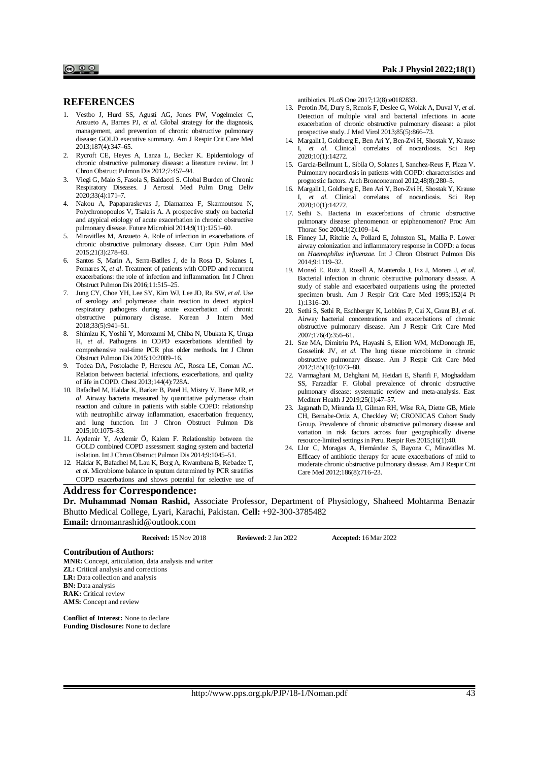## REFERENCES

1. Vestbo J, Hurd SS, Agustí AG, Jones PW, Vogelmeier C, Anzueto A, Barnes PJ, *et al*. Global strategy for the diagnosis, management, and prevention of chronic obstructive pulmonary disease: GOLD executive summary. Am J Respir Crit Care Med 2013;187(4):347–65.
2. Rycroft CE, Heyes A, Lanza L, Becker K. Epidemiology of chronic obstructive pulmonary disease: a literature review. Int J Chron Obstruct Pulmon Dis 2012;7:457–94.
3. Viegi G, Maio S, Fasola S, Baldacci S. Global Burden of Chronic Respiratory Diseases. J Aerosol Med Pulm Drug Deliv 2020;33(4):171–7.
4. Nakou A, Papaparaskevas J, Diamantea F, Skarmoutsou N, Polychronopoulos V, Tsakris A. A prospective study on bacterial and atypical etiology of acute exacerbation in chronic obstructive pulmonary disease. Future Microbiol 2014;9(11):1251–60.
5. Miravitlles M, Anzueto A. Role of infection in exacerbations of chronic obstructive pulmonary disease. Curr Opin Pulm Med 2015;21(3):278–83.
6. Santos S, Marin A, Serra-Batlles J, de la Rosa D, Solanes I, Pomares X, *et al*. Treatment of patients with COPD and recurrent exacerbations: the role of infection and inflammation. Int J Chron Obstruct Pulmon Dis 2016;11:515–25.
7. Jung CY, Choe YH, Lee SY, Kim WJ, Lee JD, Ra SW, *et al*. Use of serology and polymerase chain reaction to detect atypical respiratory pathogens during acute exacerbation of chronic obstructive pulmonary disease. Korean J Intern Med 2018;33(5):941–51.
8. Shimizu K, Yoshii Y, Morozumi M, Chiba N, Ubukata K, Uruga H, *et al*. Pathogens in COPD exacerbations identified by comprehensive real-time PCR plus older methods. Int J Chron Obstruct Pulmon Dis 2015;10:2009–16.
9. Todea DA, Postolache P, Herescu AC, Rosca LE, Coman AC. Relation between bacterial infections, exacerbations, and quality of life in COPD. Chest 2013;144(4):728A.
10. Bafadhel M, Haldar K, Barker B, Patel H, Mistry V, Barer MR, *et al*. Airway bacteria measured by quantitative polymerase chain reaction and culture in patients with stable COPD: relationship with neutrophilic airway inflammation, exacerbation frequency, and lung function. Int J Chron Obstruct Pulmon Dis 2015;10:1075–83.
11. Aydemir Y, Aydemir Ö, Kalem F. Relationship between the GOLD combined COPD assessment staging system and bacterial isolation. Int J Chron Obstruct Pulmon Dis 2014;9:1045–51.
12. Haldar K, Bafadhel M, Lau K, Berg A, Kwambana B, Kebadze T, *et al*. Microbiome balance in sputum determined by PCR stratifies COPD exacerbations and shows potential for selective use of antibiotics. PLoS One 2017;12(8):e0182833.
13. Perotin JM, Dury S, Renois F, Deslee G, Wolak A, Duval V, *et al*. Detection of multiple viral and bacterial infections in acute exacerbation of chronic obstructive pulmonary disease: a pilot prospective study. J Med Virol 2013;85(5):866–73.
14. Margalit I, Goldberg E, Ben Ari Y, Ben-Zvi H, Shostak Y, Krause I, *et al*. Clinical correlates of nocardiosis. Sci Rep 2020;10(1):14272.
15. Garcia-Bellmunt L, Sibila O, Solanes I, Sanchez-Reus F, Plaza V. Pulmonary nocardiosis in patients with COPD: characteristics and prognostic factors. Arch Bronconeumol 2012;48(8):280–5.
16. Margalit I, Goldberg E, Ben Ari Y, Ben-Zvi H, Shostak Y, Krause I, *et al*. Clinical correlates of nocardiosis. Sci Rep 2020;10(1):14272.
17. Sethi S. Bacteria in exacerbations of chronic obstructive pulmonary disease: phenomenon or epiphenomenon? Proc Am Thorac Soc 2004;1(2):109–14.
18. Finney LJ, Ritchie A, Pollard E, Johnston SL, Mallia P. Lower airway colonization and inflammatory response in COPD: a focus on *Haemophilus influenzae*. Int J Chron Obstruct Pulmon Dis 2014;9:1119–32.
19. Monsó E, Ruiz J, Rosell A, Manterola J, Fiz J, Morera J, *et al*. Bacterial infection in chronic obstructive pulmonary disease. A study of stable and exacerbated outpatients using the protected specimen brush. Am J Respir Crit Care Med 1995;152(4 Pt 1):1316–20.
20. Sethi S, Sethi R, Eschberger K, Lobbins P, Cai X, Grant BJ, *et al*. Airway bacterial concentrations and exacerbations of chronic obstructive pulmonary disease. Am J Respir Crit Care Med 2007;176(4):356–61.
21. Sze MA, Dimitriu PA, Hayashi S, Elliott WM, McDonough JE, Gosselink JV, *et al*. The lung tissue microbiome in chronic obstructive pulmonary disease. Am J Respir Crit Care Med 2012;185(10):1073–80.
22. Varmaghani M, Dehghani M, Heidari E, Sharifi F, Moghaddam SS, Farzadfar F. Global prevalence of chronic obstructive pulmonary disease: systematic review and meta-analysis. East Mediterr Health J 2019;25(1):47–57.
23. Jaganath D, Miranda JJ, Gilman RH, Wise RA, Diette GB, Miele CH, Bernabe-Ortiz A, Checkley W; CRONICAS Cohort Study Group. Prevalence of chronic obstructive pulmonary disease and variation in risk factors across four geographically diverse resource-limited settings in Peru. Respir Res 2015;16(1):40.
24. Llor C, Moragas A, Hernández S, Bayona C, Miravitlles M. Efficacy of antibiotic therapy for acute exacerbations of mild to moderate chronic obstructive pulmonary disease. Am J Respir Crit Care Med 2012;186(8):716–23.

## Address for Correspondence:

**Dr. Muhammad Noman Rashid,** Associate Professor, Department of Physiology, Shaheed Mohtarma Benazir Bhutto Medical College, Lyari, Karachi, Pakistan. **Cell:** +92-300-3785482
**Email:** drnomanrashid@outlook.com

**Received:** 15 Nov 2018 **Reviewed:** 2 Jan 2022 **Accepted:** 16 Mar 2022

**Contribution of Authors:**

**MNR:** Concept, articulation, data analysis and writer
**ZL:** Critical analysis and corrections
**LR:** Data collection and analysis
**BN:** Data analysis
**RAK:** Critical review
**AMS:** Concept and review

**Conflict of Interest:** None to declare
**Funding Disclosure:** None to declare